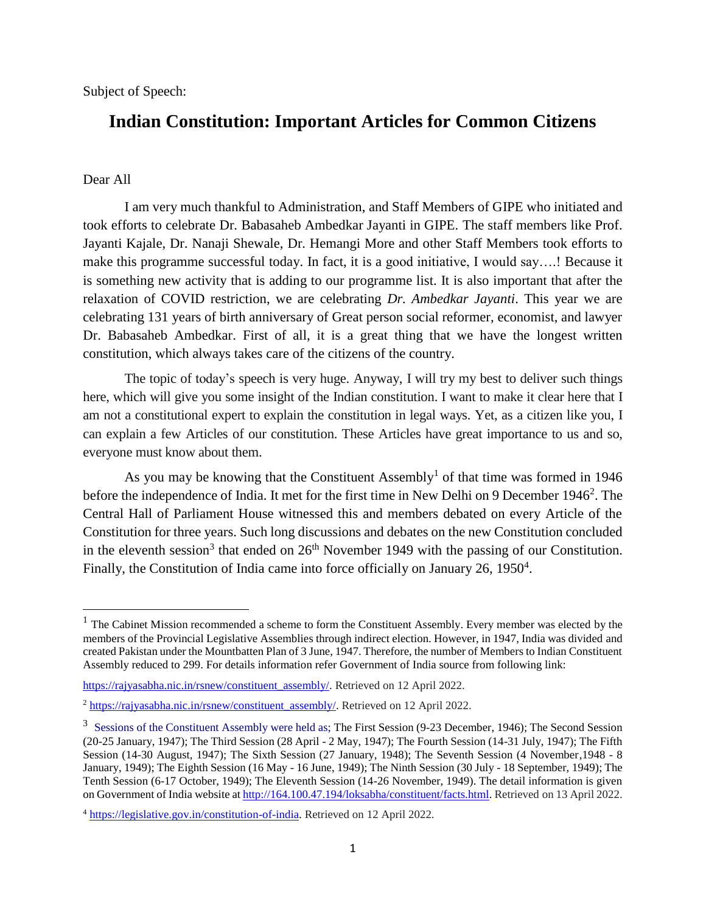Subject of Speech:

# Indian Constitution: Important Articles for Common Citizens

Dear All

I am very much thankful to Administration, and Staff Members of GIPE who initiated and took efforts to celebrate Dr. Babasaheb Ambedkar Jayanti in GIPE. The staff members like Prof. Jayanti Kajale, Dr. Nanaji Shewale, Dr. Hemangi More and other Staff Members took efforts to make this programme successful today. In fact, it is a good initiative, I would say….! Because it is something new activity that is adding to our programme list. It is also important that after the relaxation of COVID restriction, we are celebrating *Dr. Ambedkar Jayanti*. This year we are celebrating 131 years of birth anniversary of Great person social reformer, economist, and lawyer Dr. Babasaheb Ambedkar. First of all, it is a great thing that we have the longest written constitution, which always takes care of the citizens of the country.

The topic of today's speech is very huge. Anyway, I will try my best to deliver such things here, which will give you some insight of the Indian constitution. I want to make it clear here that I am not a constitutional expert to explain the constitution in legal ways. Yet, as a citizen like you, I can explain a few Articles of our constitution. These Articles have great importance to us and so, everyone must know about them.

As you may be knowing that the Constituent Assembly[1] of that time was formed in 1946 before the independence of India. It met for the first time in New Delhi on 9 December 1946[2]. The Central Hall of Parliament House witnessed this and members debated on every Article of the Constitution for three years. Such long discussions and debates on the new Constitution concluded in the eleventh session[3] that ended on 26th November 1949 with the passing of our Constitution. Finally, the Constitution of India came into force officially on January 26, 1950[4].

---

[1] The Cabinet Mission recommended a scheme to form the Constituent Assembly. Every member was elected by the members of the Provincial Legislative Assemblies through indirect election. However, in 1947, India was divided and created Pakistan under the Mountbatten Plan of 3 June, 1947. Therefore, the number of Members to Indian Constituent Assembly reduced to 299. For details information refer Government of India source from following link:

https://rajyasabha.nic.in/rsnew/constituent_assembly/. Retrieved on 12 April 2022.

[2] https://rajyasabha.nic.in/rsnew/constituent_assembly/. Retrieved on 12 April 2022.

[3] Sessions of the Constituent Assembly were held as; The First Session (9-23 December, 1946); The Second Session (20-25 January, 1947); The Third Session (28 April - 2 May, 1947); The Fourth Session (14-31 July, 1947); The Fifth Session (14-30 August, 1947); The Sixth Session (27 January, 1948); The Seventh Session (4 November,1948 - 8 January, 1949); The Eighth Session (16 May - 16 June, 1949); The Ninth Session (30 July - 18 September, 1949); The Tenth Session (6-17 October, 1949); The Eleventh Session (14-26 November, 1949). The detail information is given on Government of India website at http://164.100.47.194/loksabha/constituent/facts.html. Retrieved on 13 April 2022.

[4] https://legislative.gov.in/constitution-of-india. Retrieved on 12 April 2022.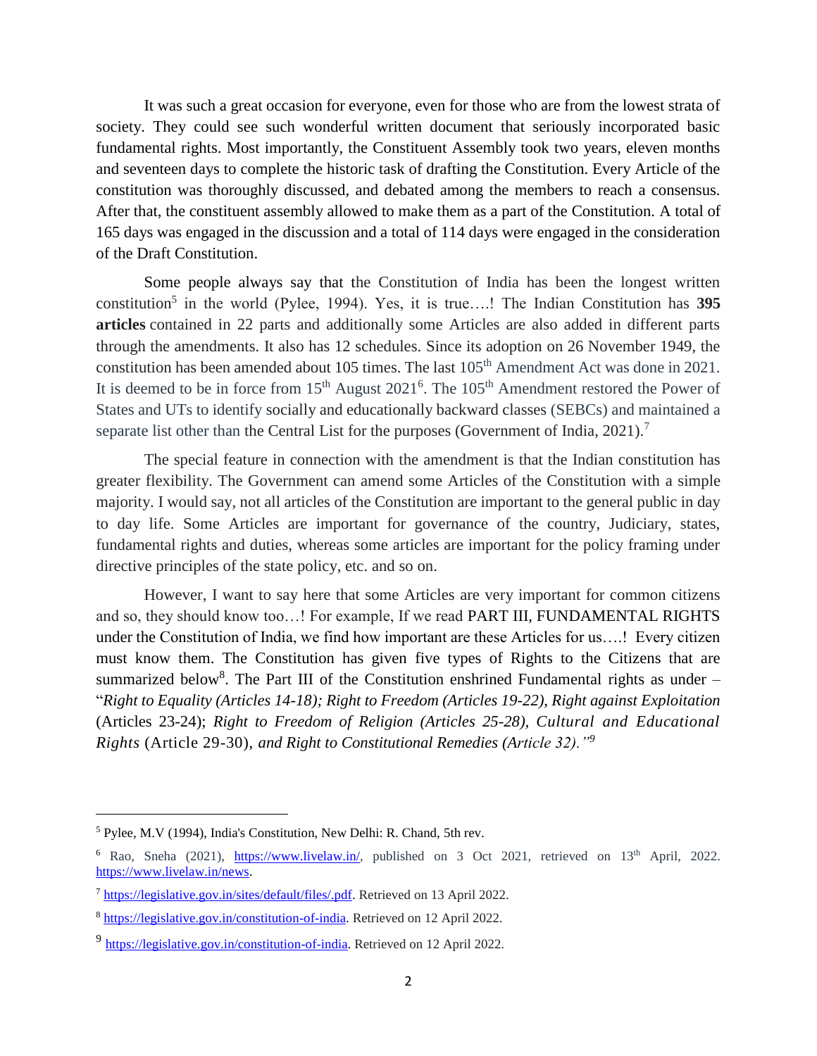It was such a great occasion for everyone, even for those who are from the lowest strata of society. They could see such wonderful written document that seriously incorporated basic fundamental rights. Most importantly, the Constituent Assembly took two years, eleven months and seventeen days to complete the historic task of drafting the Constitution. Every Article of the constitution was thoroughly discussed, and debated among the members to reach a consensus. After that, the constituent assembly allowed to make them as a part of the Constitution. A total of 165 days was engaged in the discussion and a total of 114 days were engaged in the consideration of the Draft Constitution.

Some people always say that the Constitution of India has been the longest written constitution[5] in the world (Pylee, 1994). Yes, it is true….! The Indian Constitution has **395 articles** contained in 22 parts and additionally some Articles are also added in different parts through the amendments. It also has 12 schedules. Since its adoption on 26 November 1949, the constitution has been amended about 105 times. The last 105th Amendment Act was done in 2021. It is deemed to be in force from 15th August 2021[6]. The 105th Amendment restored the Power of States and UTs to identify socially and educationally backward classes (SEBCs) and maintained a separate list other than the Central List for the purposes (Government of India, 2021).[7]

The special feature in connection with the amendment is that the Indian constitution has greater flexibility. The Government can amend some Articles of the Constitution with a simple majority. I would say, not all articles of the Constitution are important to the general public in day to day life. Some Articles are important for governance of the country, Judiciary, states, fundamental rights and duties, whereas some articles are important for the policy framing under directive principles of the state policy, etc. and so on.

However, I want to say here that some Articles are very important for common citizens and so, they should know too…! For example, If we read PART III, FUNDAMENTAL RIGHTS under the Constitution of India, we find how important are these Articles for us….! Every citizen must know them. The Constitution has given five types of Rights to the Citizens that are summarized below[8]. The Part III of the Constitution enshrined Fundamental rights as under – "*Right to Equality (Articles 14-18); Right to Freedom (Articles 19-22), Right against Exploitation* (Articles 23-24); *Right to Freedom of Religion (Articles 25-28), Cultural and Educational Rights* (Article 29-30), *and Right to Constitutional Remedies (Article 32)."*[9]

---

[5] Pylee, M.V (1994), India's Constitution, New Delhi: R. Chand, 5th rev.

[6] Rao, Sneha (2021), https://www.livelaw.in/, published on 3 Oct 2021, retrieved on 13th April, 2022. https://www.livelaw.in/news.

[7] https://legislative.gov.in/sites/default/files/.pdf. Retrieved on 13 April 2022.

[8] https://legislative.gov.in/constitution-of-india. Retrieved on 12 April 2022.

[9] https://legislative.gov.in/constitution-of-india. Retrieved on 12 April 2022.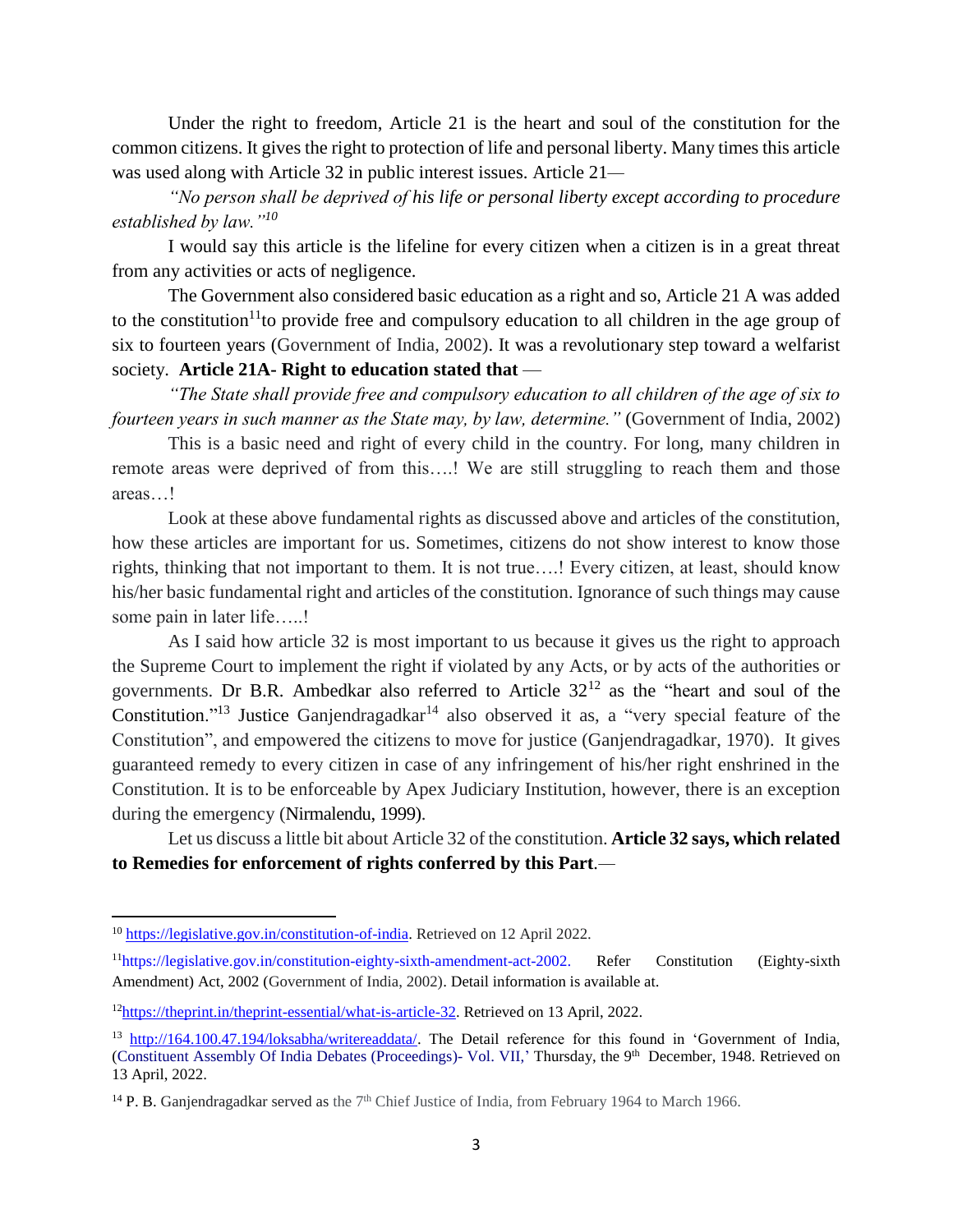Under the right to freedom, Article 21 is the heart and soul of the constitution for the common citizens. It gives the right to protection of life and personal liberty. Many times this article was used along with Article 32 in public interest issues. Article 21—

*"No person shall be deprived of his life or personal liberty except according to procedure established by law."*[10]

I would say this article is the lifeline for every citizen when a citizen is in a great threat from any activities or acts of negligence.

The Government also considered basic education as a right and so, Article 21 A was added to the constitution[11]to provide free and compulsory education to all children in the age group of six to fourteen years (Government of India, 2002). It was a revolutionary step toward a welfarist society. **Article 21A- Right to education stated that** —

*"The State shall provide free and compulsory education to all children of the age of six to fourteen years in such manner as the State may, by law, determine."* (Government of India, 2002)

This is a basic need and right of every child in the country. For long, many children in remote areas were deprived of from this….! We are still struggling to reach them and those areas…!

Look at these above fundamental rights as discussed above and articles of the constitution, how these articles are important for us. Sometimes, citizens do not show interest to know those rights, thinking that not important to them. It is not true….! Every citizen, at least, should know his/her basic fundamental right and articles of the constitution. Ignorance of such things may cause some pain in later life…..!

As I said how article 32 is most important to us because it gives us the right to approach the Supreme Court to implement the right if violated by any Acts, or by acts of the authorities or governments. Dr B.R. Ambedkar also referred to Article 32[12] as the "heart and soul of the Constitution."[13] Justice Ganjendragadkar[14] also observed it as, a "very special feature of the Constitution", and empowered the citizens to move for justice (Ganjendragadkar, 1970). It gives guaranteed remedy to every citizen in case of any infringement of his/her right enshrined in the Constitution. It is to be enforceable by Apex Judiciary Institution, however, there is an exception during the emergency (Nirmalendu, 1999).

Let us discuss a little bit about Article 32 of the constitution. **Article 32 says, which related to Remedies for enforcement of rights conferred by this Part**.—

---

[10] https://legislative.gov.in/constitution-of-india. Retrieved on 12 April 2022.

[11] https://legislative.gov.in/constitution-eighty-sixth-amendment-act-2002. Refer Constitution (Eighty-sixth Amendment) Act, 2002 (Government of India, 2002). Detail information is available at.

[12] https://theprint.in/theprint-essential/what-is-article-32. Retrieved on 13 April, 2022.

[13] http://164.100.47.194/loksabha/writereaddata/. The Detail reference for this found in 'Government of India, (Constituent Assembly Of India Debates (Proceedings)- Vol. VII,' Thursday, the 9th December, 1948. Retrieved on 13 April, 2022.

[14] P. B. Ganjendragadkar served as the 7th Chief Justice of India, from February 1964 to March 1966.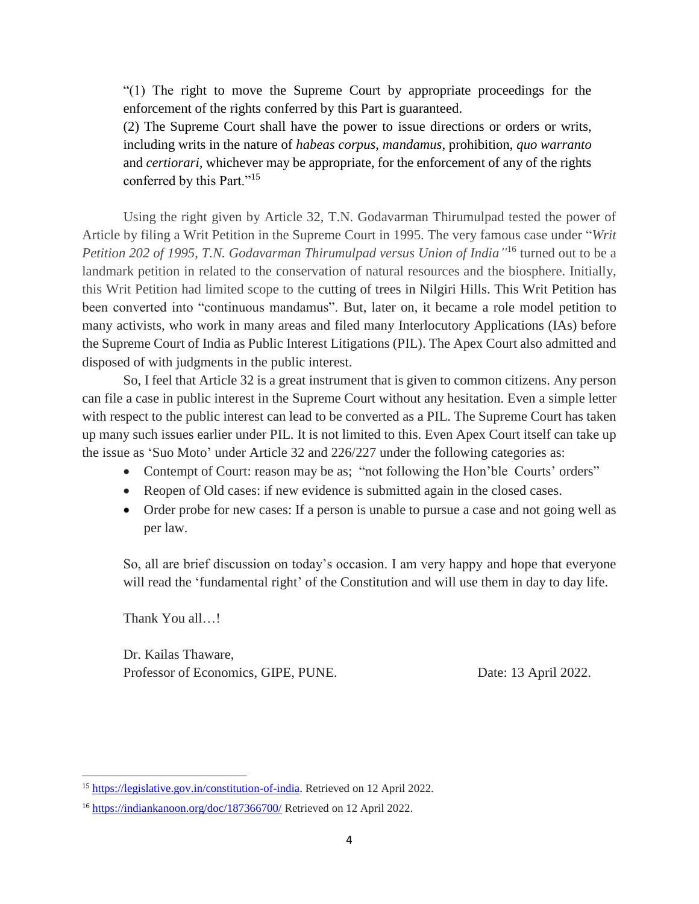"(1) The right to move the Supreme Court by appropriate proceedings for the enforcement of the rights conferred by this Part is guaranteed.
(2) The Supreme Court shall have the power to issue directions or orders or writs, including writs in the nature of *habeas corpus*, *mandamus*, prohibition, *quo warranto* and *certiorari*, whichever may be appropriate, for the enforcement of any of the rights conferred by this Part."[15]

Using the right given by Article 32, T.N. Godavarman Thirumulpad tested the power of Article by filing a Writ Petition in the Supreme Court in 1995. The very famous case under "*Writ Petition 202 of 1995, T.N. Godavarman Thirumulpad versus Union of India*"[16] turned out to be a landmark petition in related to the conservation of natural resources and the biosphere. Initially, this Writ Petition had limited scope to the cutting of trees in Nilgiri Hills. This Writ Petition has been converted into "continuous mandamus". But, later on, it became a role model petition to many activists, who work in many areas and filed many Interlocutory Applications (IAs) before the Supreme Court of India as Public Interest Litigations (PIL). The Apex Court also admitted and disposed of with judgments in the public interest.

So, I feel that Article 32 is a great instrument that is given to common citizens. Any person can file a case in public interest in the Supreme Court without any hesitation. Even a simple letter with respect to the public interest can lead to be converted as a PIL. The Supreme Court has taken up many such issues earlier under PIL. It is not limited to this. Even Apex Court itself can take up the issue as 'Suo Moto' under Article 32 and 226/227 under the following categories as:

- Contempt of Court: reason may be as; "not following the Hon'ble Courts' orders"
- Reopen of Old cases: if new evidence is submitted again in the closed cases.
- Order probe for new cases: If a person is unable to pursue a case and not going well as per law.

So, all are brief discussion on today's occasion. I am very happy and hope that everyone will read the 'fundamental right' of the Constitution and will use them in day to day life.

Thank You all…!

Dr. Kailas Thaware,
Professor of Economics, GIPE, PUNE. Date: 13 April 2022.

---

[15] https://legislative.gov.in/constitution-of-india. Retrieved on 12 April 2022.

[16] https://indiankanoon.org/doc/187366700/ Retrieved on 12 April 2022.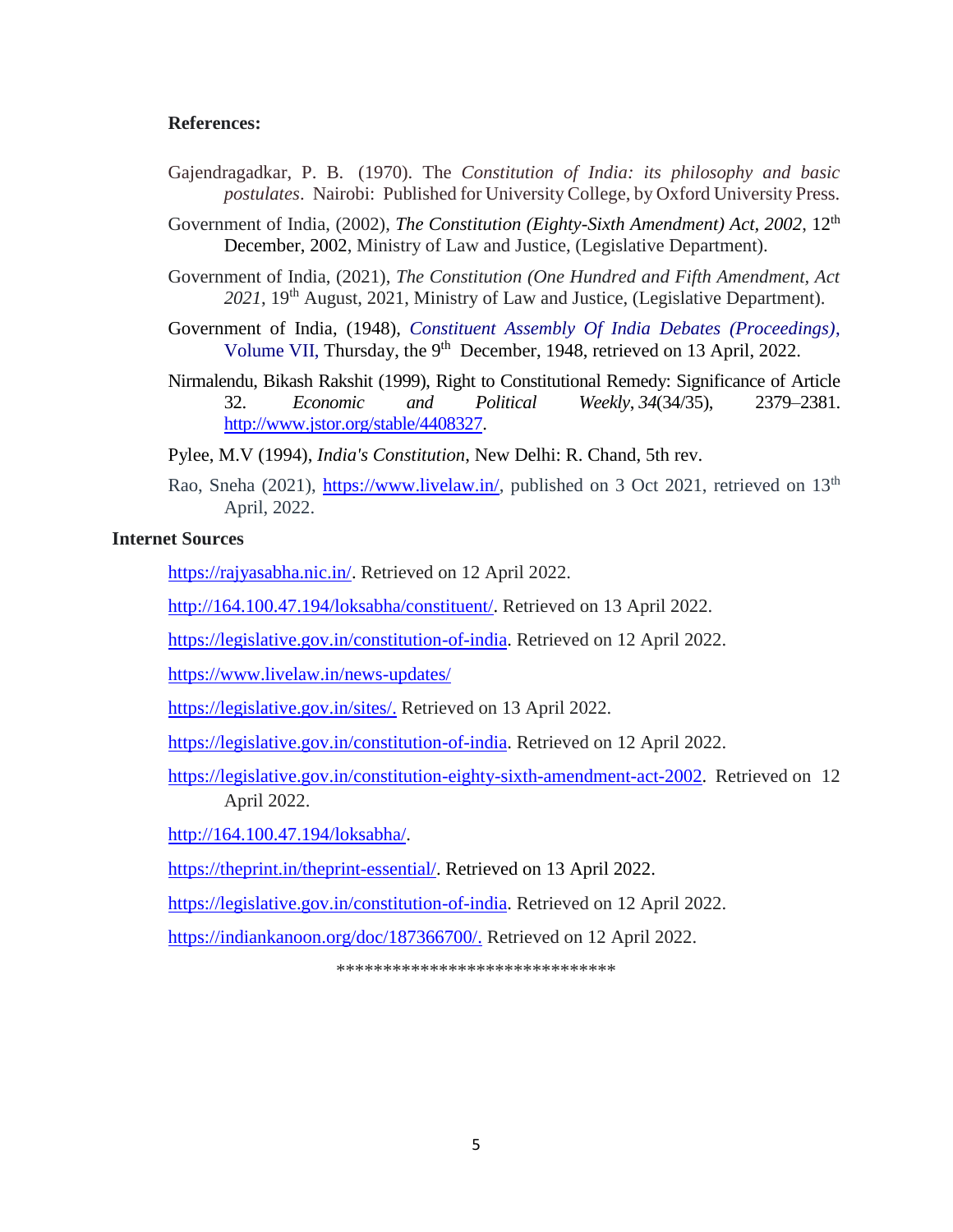**References:**

Gajendragadkar, P. B. (1970). The *Constitution of India: its philosophy and basic postulates*. Nairobi: Published for University College, by Oxford University Press.

Government of India, (2002), *The Constitution (Eighty-Sixth Amendment) Act, 2002*, 12th December, 2002, Ministry of Law and Justice, (Legislative Department).

Government of India, (2021), *The Constitution (One Hundred and Fifth Amendment, Act 2021*, 19th August, 2021, Ministry of Law and Justice, (Legislative Department).

Government of India, (1948), *Constituent Assembly Of India Debates (Proceedings)*, Volume VII, Thursday, the 9th December, 1948, retrieved on 13 April, 2022.

Nirmalendu, Bikash Rakshit (1999), Right to Constitutional Remedy: Significance of Article 32. *Economic and Political Weekly*, *34*(34/35), 2379–2381. http://www.jstor.org/stable/4408327.

Pylee, M.V (1994), *India's Constitution*, New Delhi: R. Chand, 5th rev.

Rao, Sneha (2021), https://www.livelaw.in/, published on 3 Oct 2021, retrieved on 13th April, 2022.

**Internet Sources**

https://rajyasabha.nic.in/. Retrieved on 12 April 2022.

http://164.100.47.194/loksabha/constituent/. Retrieved on 13 April 2022.

https://legislative.gov.in/constitution-of-india. Retrieved on 12 April 2022.

https://www.livelaw.in/news-updates/

https://legislative.gov.in/sites/. Retrieved on 13 April 2022.

https://legislative.gov.in/constitution-of-india. Retrieved on 12 April 2022.

https://legislative.gov.in/constitution-eighty-sixth-amendment-act-2002. Retrieved on 12 April 2022.

http://164.100.47.194/loksabha/.

https://theprint.in/theprint-essential/. Retrieved on 13 April 2022.

https://legislative.gov.in/constitution-of-india. Retrieved on 12 April 2022.

https://indiankanoon.org/doc/187366700/. Retrieved on 12 April 2022.

******************************